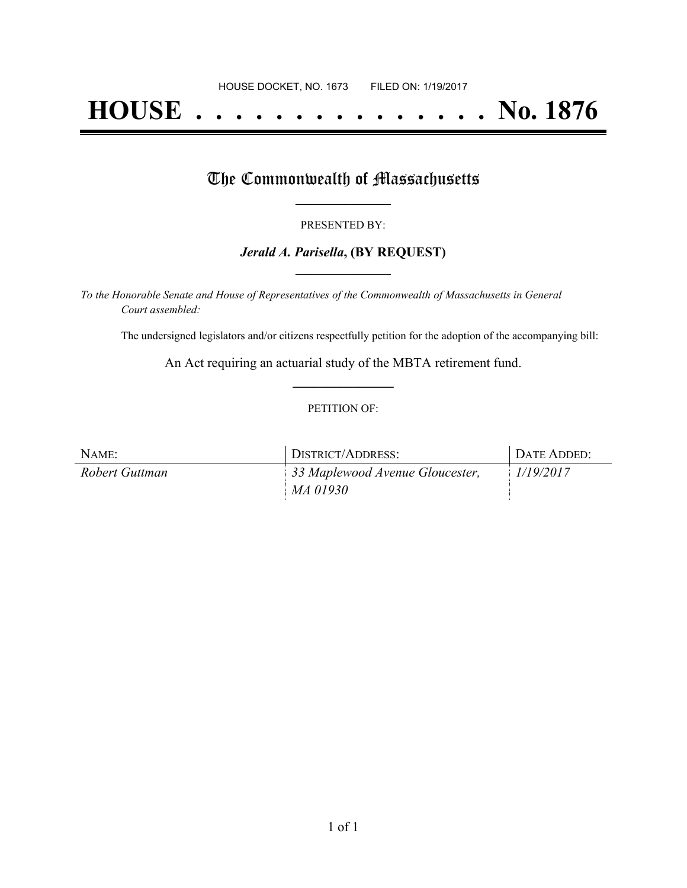HOUSE DOCKET, NO. 1673        FILED ON: 1/19/2017

# HOUSE . . . . . . . . . . . . . . . No. 1876

## The Commonwealth of Massachusetts

PRESENTED BY:

***Jerald A. Parisella*, (BY REQUEST)**

*To the Honorable Senate and House of Representatives of the Commonwealth of Massachusetts in General Court assembled:*

The undersigned legislators and/or citizens respectfully petition for the adoption of the accompanying bill:

An Act requiring an actuarial study of the MBTA retirement fund.

PETITION OF:

| NAME: | DISTRICT/ADDRESS: | DATE ADDED: |
| --- | --- | --- |
| *Robert Guttman* | *33 Maplewood Avenue Gloucester, MA 01930* | *1/19/2017* |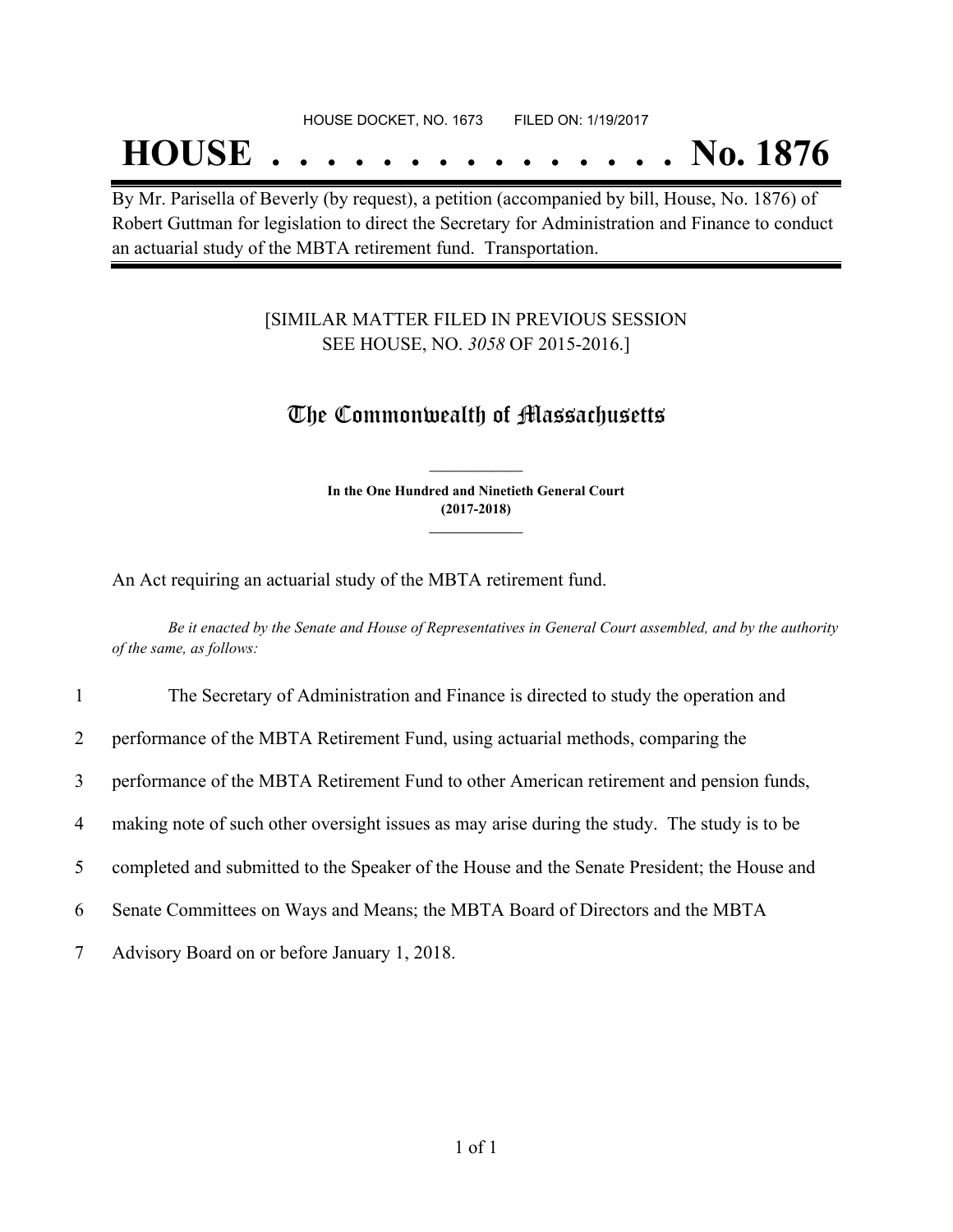HOUSE DOCKET, NO. 1673 FILED ON: 1/19/2017

# HOUSE . . . . . . . . . . . . . . . No. 1876

By Mr. Parisella of Beverly (by request), a petition (accompanied by bill, House, No. 1876) of Robert Guttman for legislation to direct the Secretary for Administration and Finance to conduct an actuarial study of the MBTA retirement fund. Transportation.

[SIMILAR MATTER FILED IN PREVIOUS SESSION SEE HOUSE, NO. *3058* OF 2015-2016.]

## The Commonwealth of Massachusetts

**In the One Hundred and Ninetieth General Court (2017-2018)**

An Act requiring an actuarial study of the MBTA retirement fund.

*Be it enacted by the Senate and House of Representatives in General Court assembled, and by the authority of the same, as follows:*

1 The Secretary of Administration and Finance is directed to study the operation and
2 performance of the MBTA Retirement Fund, using actuarial methods, comparing the
3 performance of the MBTA Retirement Fund to other American retirement and pension funds,
4 making note of such other oversight issues as may arise during the study. The study is to be
5 completed and submitted to the Speaker of the House and the Senate President; the House and
6 Senate Committees on Ways and Means; the MBTA Board of Directors and the MBTA
7 Advisory Board on or before January 1, 2018.